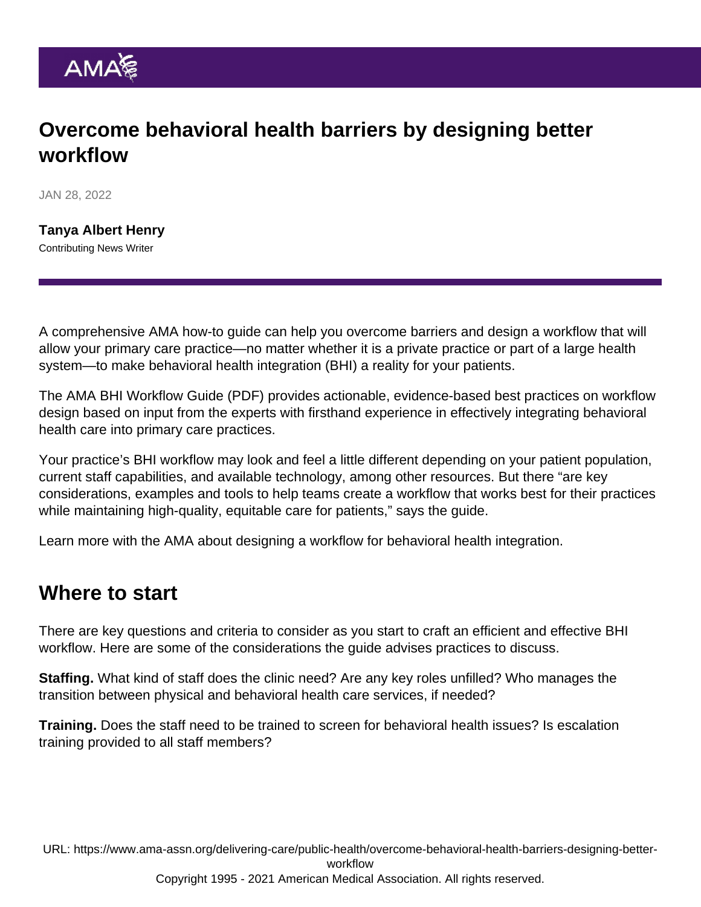# Overcome behavioral health barriers by designing better workflow

JAN 28, 2022

**Tanya Albert Henry**
Contributing News Writer

A comprehensive AMA how-to guide can help you overcome barriers and design a workflow that will allow your primary care practice—no matter whether it is a private practice or part of a large health system—to make behavioral health integration (BHI) a reality for your patients.

The AMA BHI Workflow Guide (PDF) provides actionable, evidence-based best practices on workflow design based on input from the experts with firsthand experience in effectively integrating behavioral health care into primary care practices.

Your practice's BHI workflow may look and feel a little different depending on your patient population, current staff capabilities, and available technology, among other resources. But there "are key considerations, examples and tools to help teams create a workflow that works best for their practices while maintaining high-quality, equitable care for patients," says the guide.

Learn more with the AMA about designing a workflow for behavioral health integration.

## Where to start

There are key questions and criteria to consider as you start to craft an efficient and effective BHI workflow. Here are some of the considerations the guide advises practices to discuss.

**Staffing.** What kind of staff does the clinic need? Are any key roles unfilled? Who manages the transition between physical and behavioral health care services, if needed?

**Training.** Does the staff need to be trained to screen for behavioral health issues? Is escalation training provided to all staff members?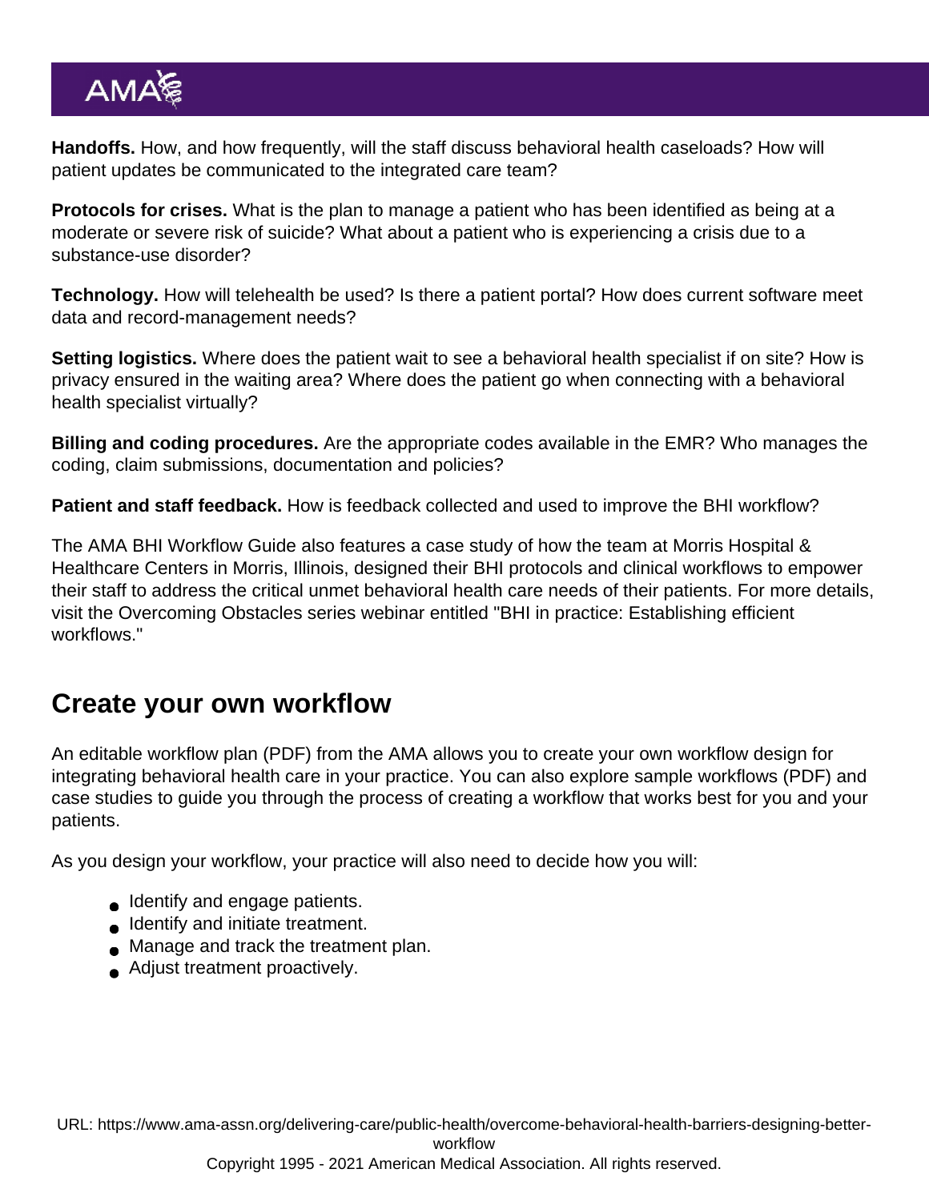**Handoffs.** How, and how frequently, will the staff discuss behavioral health caseloads? How will patient updates be communicated to the integrated care team?

**Protocols for crises.** What is the plan to manage a patient who has been identified as being at a moderate or severe risk of suicide? What about a patient who is experiencing a crisis due to a substance-use disorder?

**Technology.** How will telehealth be used? Is there a patient portal? How does current software meet data and record-management needs?

**Setting logistics.** Where does the patient wait to see a behavioral health specialist if on site? How is privacy ensured in the waiting area? Where does the patient go when connecting with a behavioral health specialist virtually?

**Billing and coding procedures.** Are the appropriate codes available in the EMR? Who manages the coding, claim submissions, documentation and policies?

**Patient and staff feedback.** How is feedback collected and used to improve the BHI workflow?

The AMA BHI Workflow Guide also features a case study of how the team at Morris Hospital & Healthcare Centers in Morris, Illinois, designed their BHI protocols and clinical workflows to empower their staff to address the critical unmet behavioral health care needs of their patients. For more details, visit the Overcoming Obstacles series webinar entitled "BHI in practice: Establishing efficient workflows."

## Create your own workflow

An editable workflow plan (PDF) from the AMA allows you to create your own workflow design for integrating behavioral health care in your practice. You can also explore sample workflows (PDF) and case studies to guide you through the process of creating a workflow that works best for you and your patients.

As you design your workflow, your practice will also need to decide how you will:

- Identify and engage patients.
- Identify and initiate treatment.
- Manage and track the treatment plan.
- Adjust treatment proactively.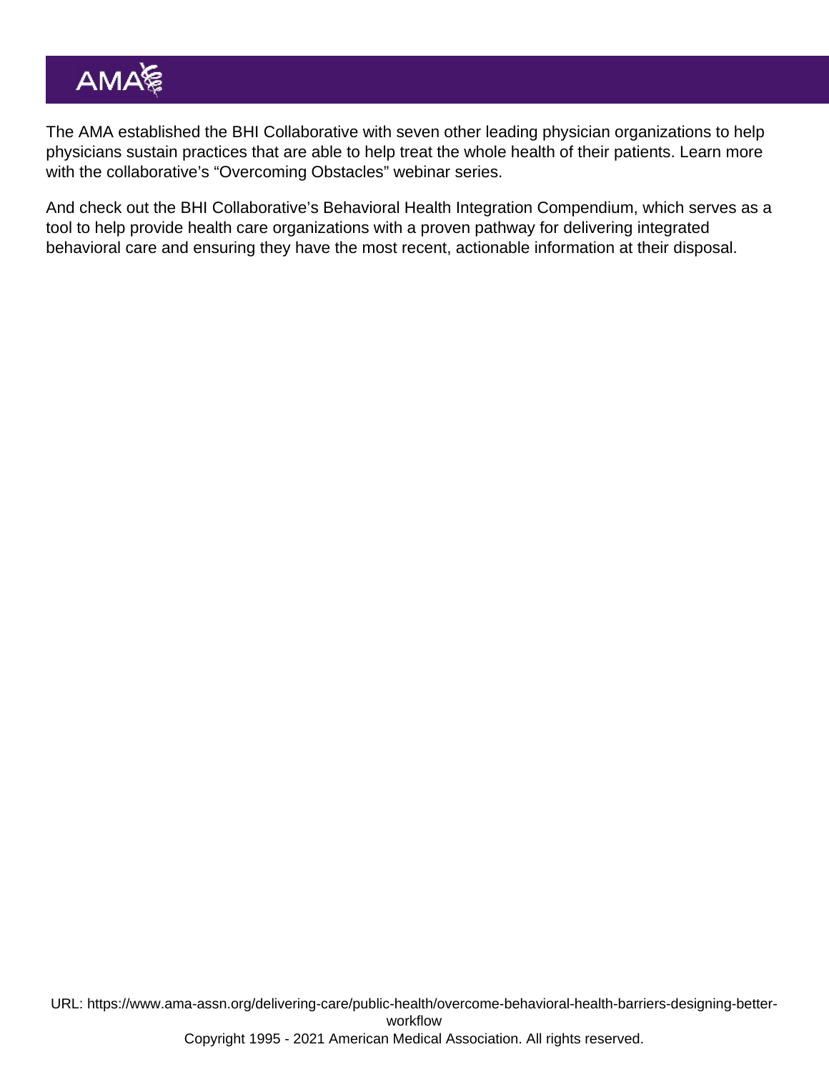The AMA established the BHI Collaborative with seven other leading physician organizations to help physicians sustain practices that are able to help treat the whole health of their patients. Learn more with the collaborative's "Overcoming Obstacles" webinar series.

And check out the BHI Collaborative's Behavioral Health Integration Compendium, which serves as a tool to help provide health care organizations with a proven pathway for delivering integrated behavioral care and ensuring they have the most recent, actionable information at their disposal.